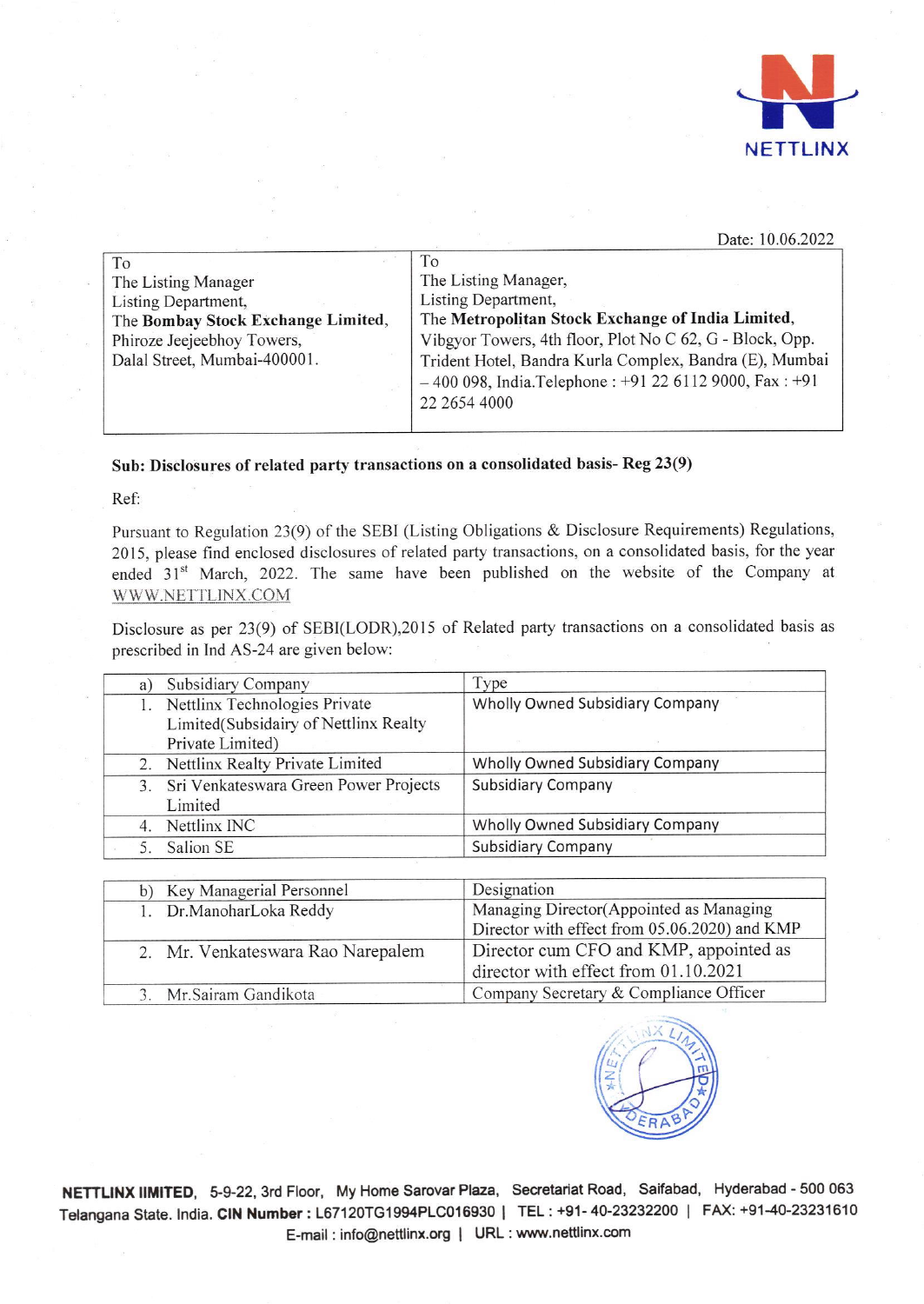NETTLINX

Date: 10.06.2022

| To | To |
|---|---|
| The Listing Manager<br>Listing Department,<br>The **Bombay Stock Exchange Limited**,<br>Phiroze Jeejeebhoy Towers,<br>Dalal Street, Mumbai-400001. | The Listing Manager,<br>Listing Department,<br>The **Metropolitan Stock Exchange of India Limited**,<br>Vibgyor Towers, 4th floor, Plot No C 62, G - Block, Opp. Trident Hotel, Bandra Kurla Complex, Bandra (E), Mumbai – 400 098, India.Telephone : +91 22 6112 9000, Fax : +91 22 2654 4000 |

**Sub: Disclosures of related party transactions on a consolidated basis- Reg 23(9)**

Ref:

Pursuant to Regulation 23(9) of the SEBI (Listing Obligations & Disclosure Requirements) Regulations, 2015, please find enclosed disclosures of related party transactions, on a consolidated basis, for the year ended 31st March, 2022. The same have been published on the website of the Company at WWW.NETTLINX.COM

Disclosure as per 23(9) of SEBI(LODR),2015 of Related party transactions on a consolidated basis as prescribed in Ind AS-24 are given below:

| a) Subsidiary Company | Type |
|---|---|
| 1. Nettlinx Technologies Private Limited(Subsidairy of Nettlinx Realty Private Limited) | Wholly Owned Subsidiary Company |
| 2. Nettlinx Realty Private Limited | Wholly Owned Subsidiary Company |
| 3. Sri Venkateswara Green Power Projects Limited | Subsidiary Company |
| 4. Nettlinx INC | Wholly Owned Subsidiary Company |
| 5. Salion SE | Subsidiary Company |

| b) Key Managerial Personnel | Designation |
|---|---|
| 1. Dr.ManoharLoka Reddy | Managing Director(Appointed as Managing Director with effect from 05.06.2020) and KMP |
| 2. Mr. Venkateswara Rao Narepalem | Director cum CFO and KMP, appointed as director with effect from 01.10.2021 |
| 3. Mr.Sairam Gandikota | Company Secretary & Compliance Officer |

**NETTLINX IIMITED**, 5-9-22, 3rd Floor, My Home Sarovar Plaza, Secretariat Road, Saifabad, Hyderabad - 500 063 Telangana State. India. **CIN Number :** L67120TG1994PLC016930 | TEL : +91- 40-23232200 | FAX: +91-40-23231610
E-mail : info@nettlinx.org | URL : www.nettlinx.com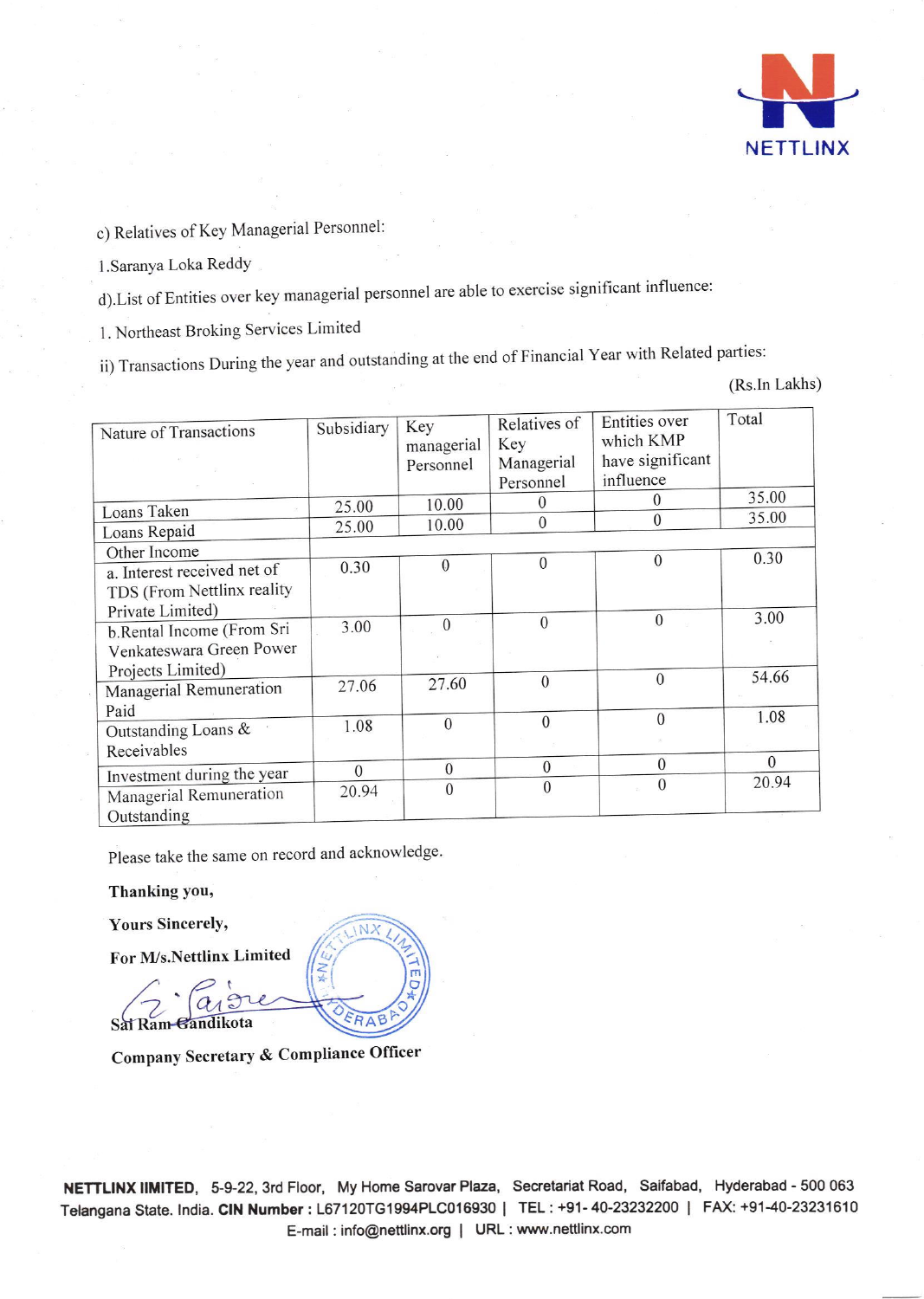c) Relatives of Key Managerial Personnel:

1.Saranya Loka Reddy

d).List of Entities over key managerial personnel are able to exercise significant influence:

1. Northeast Broking Services Limited

ii) Transactions During the year and outstanding at the end of Financial Year with Related parties:

(Rs.In Lakhs)

| Nature of Transactions | Subsidiary | Key managerial Personnel | Relatives of Key Managerial Personnel | Entities over which KMP have significant influence | Total |
|---|---|---|---|---|---|
| Loans Taken | 25.00 | 10.00 | 0 | 0 | 35.00 |
| Loans Repaid | 25.00 | 10.00 | 0 | 0 | 35.00 |
| Other Income | | | | | |
| a. Interest received net of TDS (From Nettlinx reality Private Limited) | 0.30 | 0 | 0 | 0 | 0.30 |
| b.Rental Income (From Sri Venkateswara Green Power Projects Limited) | 3.00 | 0 | 0 | 0 | 3.00 |
| Managerial Remuneration Paid | 27.06 | 27.60 | 0 | 0 | 54.66 |
| Outstanding Loans & Receivables | 1.08 | 0 | 0 | 0 | 1.08 |
| Investment during the year | 0 | 0 | 0 | 0 | 0 |
| Managerial Remuneration Outstanding | 20.94 | 0 | 0 | 0 | 20.94 |

Please take the same on record and acknowledge.

**Thanking you,**

**Yours Sincerely,**

**For M/s.Nettlinx Limited**

**Sai Ram Gandikota**

**Company Secretary & Compliance Officer**